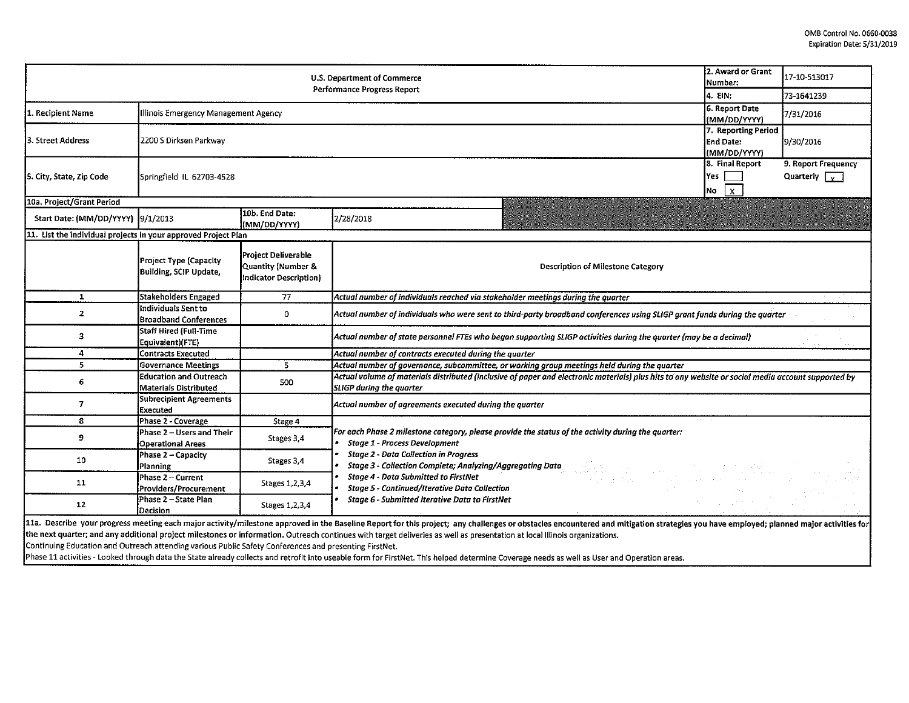OMB Control No. 0660-0038
Expiration Date: 5/31/2019

| U.S. Department of Commerce Performance Progress Report | | | 2. Award or Grant Number: | 17-10-513017 |
|---|---|---|---|---|
| | | | 4. EIN: | 73-1641239 |
| 1. Recipient Name | Illinois Emergency Management Agency | | 6. Report Date (MM/DD/YYYY) | 7/31/2016 |
| 3. Street Address | 2200 S Dirksen Parkway | | 7. Reporting Period End Date: (MM/DD/YYYY) | 9/30/2016 |
| 5. City, State, Zip Code | Springfield IL 62703-4528 | | 8. Final Report Yes [ ] No [X] | 9. Report Frequency Quarterly [X] |
| 10a. Project/Grant Period | | | | |
| Start Date: (MM/DD/YYYY) | 9/1/2013 | 10b. End Date: (MM/DD/YYYY) | 2/28/2018 | |

11. List the individual projects in your approved Project Plan

| | Project Type (Capacity Building, SCIP Update, | Project Deliverable Quantity (Number & Indicator Description) | Description of Milestone Category |
|---|---|---|---|
| 1 | Stakeholders Engaged | 77 | *Actual number of individuals reached via stakeholder meetings during the quarter* |
| 2 | Individuals Sent to Broadband Conferences | 0 | *Actual number of individuals who were sent to third-party broadband conferences using SLIGP grant funds during the quarter* |
| 3 | Staff Hired (Full-Time Equivalent)(FTE) | | *Actual number of state personnel FTEs who began supporting SLIGP activities during the quarter (may be a decimal)* |
| 4 | Contracts Executed | | *Actual number of contracts executed during the quarter* |
| 5 | Governance Meetings | 5 | *Actual number of governance, subcommittee, or working group meetings held during the quarter* |
| 6 | Education and Outreach Materials Distributed | 500 | *Actual volume of materials distributed (inclusive of paper and electronic materials) plus hits to any website or social media account supported by SLIGP during the quarter* |
| 7 | Subrecipient Agreements Executed | | *Actual number of agreements executed during the quarter* |
| 8 | Phase 2 - Coverage | Stage 4 | *For each Phase 2 milestone category, please provide the status of the activity during the quarter:* <br>• *Stage 1 - Process Development* <br>• *Stage 2 - Data Collection in Progress* <br>• *Stage 3 - Collection Complete; Analyzing/Aggregating Data* <br>• *Stage 4 - Data Submitted to FirstNet* <br>• *Stage 5 - Continued/Iterative Data Collection* <br>• *Stage 6 - Submitted Iterative Data to FirstNet* |
| 9 | Phase 2 – Users and Their Operational Areas | Stages 3,4 | |
| 10 | Phase 2 – Capacity Planning | Stages 3,4 | |
| 11 | Phase 2 – Current Providers/Procurement | Stages 1,2,3,4 | |
| 12 | Phase 2 – State Plan Decision | Stages 1,2,3,4 | |

11a. Describe your progress meeting each major activity/milestone approved in the Baseline Report for this project; any challenges or obstacles encountered and mitigation strategies you have employed; planned major activities for the next quarter; and any additional project milestones or information. Outreach continues with target deliveries as well as presentation at local Illinois organizations.
Continuing Education and Outreach attending various Public Safety Conferences and presenting FirstNet.
Phase 11 activities - Looked through data the State already collects and retrofit into useable form for FirstNet. This helped determine Coverage needs as well as User and Operation areas.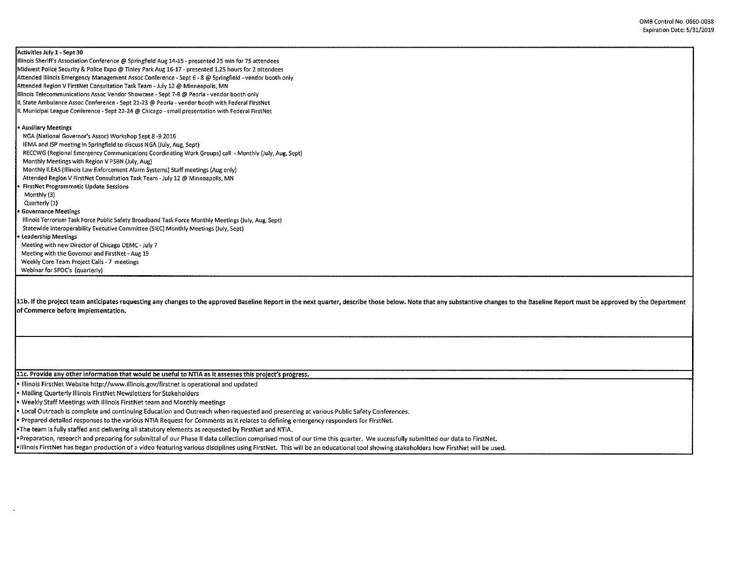**Activities July 1 - Sept 30**

Illinois Sheriff's Association Conference @ Springfield Aug 14-15 - presented 25 min for 75 attendees
Midwest Police Security & Police Expo @ Tinley Park Aug 16-17 - presented 1.25 hours for 2 attendees
Attended Illinois Emergency Management Assoc Conference - Sept 6 - 8 @ Springfield - vendor booth only
Attended Region V FirstNet Consultation Task Team - July 12 @ Minneapolis, MN
Illinois Telecommunications Assoc Vendor Showcase - Sept 7-8 @ Peoria - vendor booth only
IL State Ambulance Assoc Conference - Sept 21-23 @ Peoria - vendor booth with Federal FirstNet
IL Municipal League Conference - Sept 22-24 @ Chicago - small presentation with Federal FirstNet

- **Auxiliary Meetings**
  - NGA (National Governor's Assoc) Workshop Sept 8 -9 2016
  - IEMA and ISP meeting in Springfield to discuss NGA (July, Aug, Sept)
  - RECCWG (Regional Emergency Communications Coordinating Work Groups) call - Monthly (July, Aug, Sept)
  - Monthly Meetings with Region V PSBN (July, Aug)
  - Monthly ILEAS (Illinois Law Enforcement Alarm Systems) Staff meetings (Aug only)
  - Attended Region V FirstNet Consultation Task Team - July 12 @ Minneapolis, MN
- **FirstNet Programmatic Update Sessions**
  - Monthly (3)
  - Quarterly (1)
- **Governance Meetings**
  - Illinois Terrorism Task Force Public Safety Broadband Task Force Monthly Meetings (July, Aug, Sept)
  - Statewide Interoperability Executive Committee (SIEC) Monthly Meetings (July, Sept)
- **Leadership Meetings**
  - Meeting with new Director of Chicago OEMC - July 7
  - Meeting with the Governor and FirstNet - Aug 19
  - Weekly Core Team Project Calls - 7 meetings
  - Webinar for SPOC's (quarterly)

**11b. If the project team anticipates requesting any changes to the approved Baseline Report in the next quarter, describe those below. Note that any substantive changes to the Baseline Report must be approved by the Department of Commerce before implementation.**

**11c. Provide any other information that would be useful to NTIA as it assesses this project's progress.**

- Illinois FirstNet Website http://www.illinois.gov/firstnet is operational and updated
- Mailing Quarterly Illinois FirstNet Newsletters for Stakeholders
- Weekly Staff Meetings with Illinois FirstNet team and Monthly meetings
- Local Outreach is complete and continuing Education and Outreach when requested and presenting at various Public Safety Conferences.
- Prepared detailed responses to the various NTIA Request for Comments as it relates to defining emergency responders for FirstNet.
- The team is fully staffed and delivering all statutory elements as requested by FirstNet and NTIA.
- Preparation, research and preparing for submittal of our Phase II data collection comprised most of our time this quarter. We sucessfully submitted our data to FirstNet.
- Illinois FirstNet has began production of a video featuring various disciplines using FirstNet. This will be an educational tool showing stakeholders how FirstNet will be used.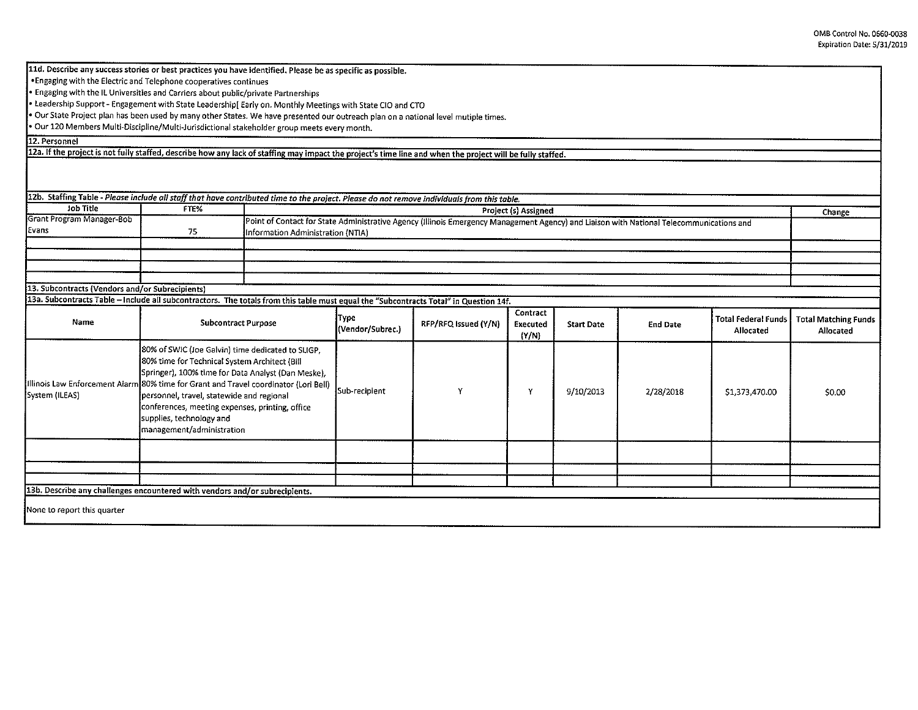**11d. Describe any success stories or best practices you have identified. Please be as specific as possible.**

- Engaging with the Electric and Telephone cooperatives continues
- Engaging with the IL Universities and Carriers about public/private Partnerships
- Leadership Support - Engagement with State Leadership[ Early on. Monthly Meetings with State CIO and CTO
- Our State Project plan has been used by many other States. We have presented our outreach plan on a national level mutiple times.
- Our 120 Members Multi-Discipline/Multi-Jurisdictional stakeholder group meets every month.

**12. Personnel**

**12a. If the project is not fully staffed, describe how any lack of staffing may impact the project's time line and when the project will be fully staffed.**

**12b. Staffing Table** - *Please include all staff that have contributed time to the project. Please do not remove individuals from this table.*

| Job Title | FTE% | Project (s) Assigned | Change |
|---|---|---|---|
| Grant Program Manager-Bob Evans | 75 | Point of Contact for State Administrative Agency (Illinois Emergency Management Agency) and Liaison with National Telecommunications and Information Administration (NTIA) | |
| | | | |
| | | | |
| | | | |
| | | | |

**13. Subcontracts (Vendors and/or Subrecipients)**

**13a. Subcontracts Table – Include all subcontractors. The totals from this table must equal the "Subcontracts Total" in Question 14f.**

| Name | Subcontract Purpose | Type (Vendor/Subrec.) | RFP/RFQ Issued (Y/N) | Contract Executed (Y/N) | Start Date | End Date | Total Federal Funds Allocated | Total Matching Funds Allocated |
|---|---|---|---|---|---|---|---|---|
| Illinois Law Enforcement Alarm System (ILEAS) | 80% of SWIC (Joe Galvin) time dedicated to SLIGP, 80% time for Technical System Architect (Bill Springer), 100% time for Data Analyst (Dan Meske), 80% time for Grant and Travel coordinator (Lori Bell) personnel, travel, statewide and regional conferences, meeting expenses, printing, office supplies, technology and management/administration | Sub-recipient | Y | Y | 9/10/2013 | 2/28/2018 | $1,373,470.00 | $0.00 |
| | | | | | | | | |
| | | | | | | | | |
| | | | | | | | | |

**13b. Describe any challenges encountered with vendors and/or subrecipients.**

None to report this quarter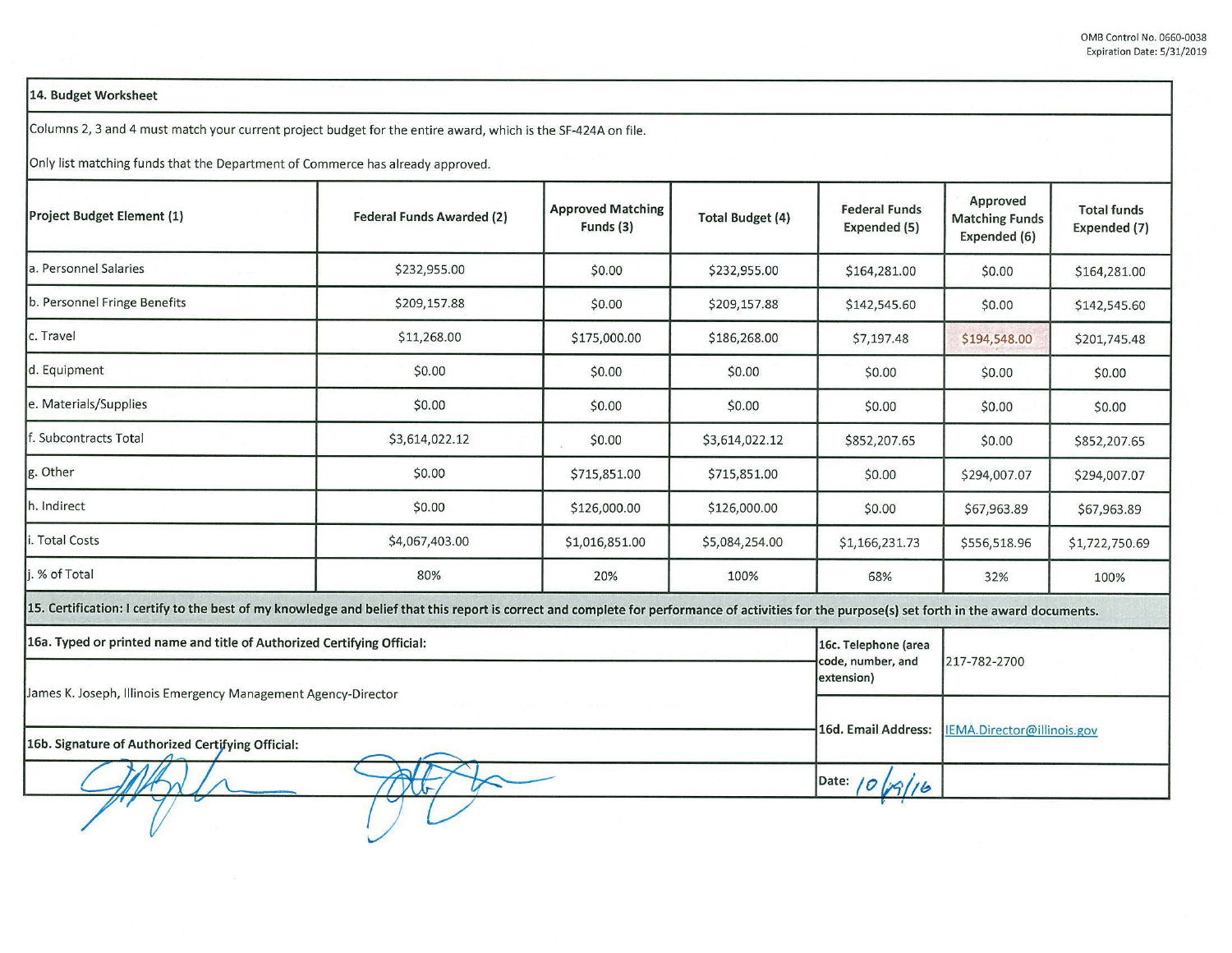## 14. Budget Worksheet

Columns 2, 3 and 4 must match your current project budget for the entire award, which is the SF-424A on file.

Only list matching funds that the Department of Commerce has already approved.

| Project Budget Element (1) | Federal Funds Awarded (2) | Approved Matching Funds (3) | Total Budget (4) | Federal Funds Expended (5) | Approved Matching Funds Expended (6) | Total funds Expended (7) |
|---|---|---|---|---|---|---|
| a. Personnel Salaries | $232,955.00 | $0.00 | $232,955.00 | $164,281.00 | $0.00 | $164,281.00 |
| b. Personnel Fringe Benefits | $209,157.88 | $0.00 | $209,157.88 | $142,545.60 | $0.00 | $142,545.60 |
| c. Travel | $11,268.00 | $175,000.00 | $186,268.00 | $7,197.48 | $194,548.00 | $201,745.48 |
| d. Equipment | $0.00 | $0.00 | $0.00 | $0.00 | $0.00 | $0.00 |
| e. Materials/Supplies | $0.00 | $0.00 | $0.00 | $0.00 | $0.00 | $0.00 |
| f. Subcontracts Total | $3,614,022.12 | $0.00 | $3,614,022.12 | $852,207.65 | $0.00 | $852,207.65 |
| g. Other | $0.00 | $715,851.00 | $715,851.00 | $0.00 | $294,007.07 | $294,007.07 |
| h. Indirect | $0.00 | $126,000.00 | $126,000.00 | $0.00 | $67,963.89 | $67,963.89 |
| i. Total Costs | $4,067,403.00 | $1,016,851.00 | $5,084,254.00 | $1,166,231.73 | $556,518.96 | $1,722,750.69 |
| j. % of Total | 80% | 20% | 100% | 68% | 32% | 100% |

**15. Certification: I certify to the best of my knowledge and belief that this report is correct and complete for performance of activities for the purpose(s) set forth in the award documents.**

**16a. Typed or printed name and title of Authorized Certifying Official:**

James K. Joseph, Illinois Emergency Management Agency-Director

**16b. Signature of Authorized Certifying Official:**

**16c. Telephone (area code, number, and extension)** 217-782-2700

**16d. Email Address:** IEMA.Director@illinois.gov

Date: 10/19/16